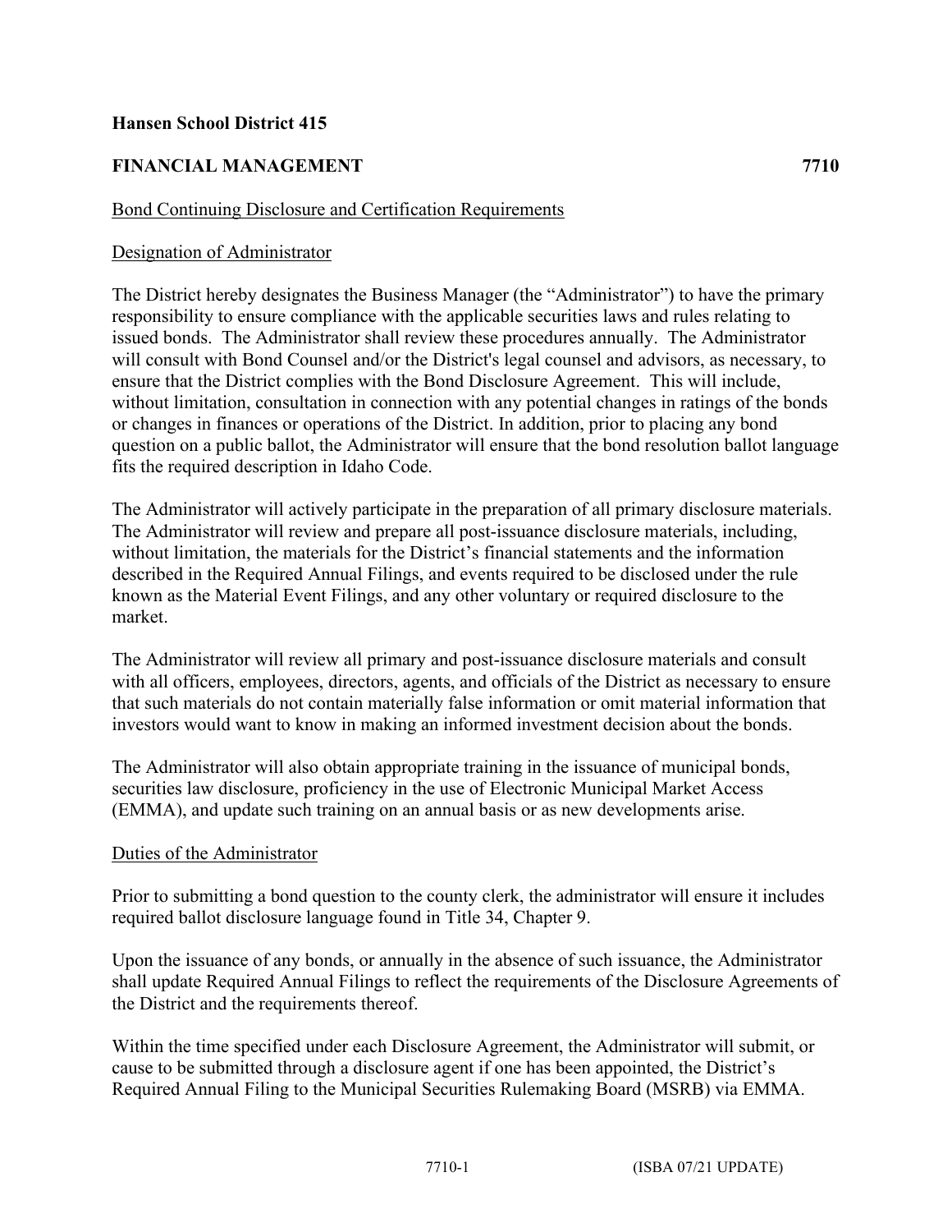**Hansen School District 415**

**FINANCIAL MANAGEMENT 7710**

Bond Continuing Disclosure and Certification Requirements

Designation of Administrator

The District hereby designates the Business Manager (the "Administrator") to have the primary responsibility to ensure compliance with the applicable securities laws and rules relating to issued bonds. The Administrator shall review these procedures annually. The Administrator will consult with Bond Counsel and/or the District's legal counsel and advisors, as necessary, to ensure that the District complies with the Bond Disclosure Agreement. This will include, without limitation, consultation in connection with any potential changes in ratings of the bonds or changes in finances or operations of the District. In addition, prior to placing any bond question on a public ballot, the Administrator will ensure that the bond resolution ballot language fits the required description in Idaho Code.

The Administrator will actively participate in the preparation of all primary disclosure materials. The Administrator will review and prepare all post-issuance disclosure materials, including, without limitation, the materials for the District's financial statements and the information described in the Required Annual Filings, and events required to be disclosed under the rule known as the Material Event Filings, and any other voluntary or required disclosure to the market.

The Administrator will review all primary and post-issuance disclosure materials and consult with all officers, employees, directors, agents, and officials of the District as necessary to ensure that such materials do not contain materially false information or omit material information that investors would want to know in making an informed investment decision about the bonds.

The Administrator will also obtain appropriate training in the issuance of municipal bonds, securities law disclosure, proficiency in the use of Electronic Municipal Market Access (EMMA), and update such training on an annual basis or as new developments arise.

Duties of the Administrator

Prior to submitting a bond question to the county clerk, the administrator will ensure it includes required ballot disclosure language found in Title 34, Chapter 9.

Upon the issuance of any bonds, or annually in the absence of such issuance, the Administrator shall update Required Annual Filings to reflect the requirements of the Disclosure Agreements of the District and the requirements thereof.

Within the time specified under each Disclosure Agreement, the Administrator will submit, or cause to be submitted through a disclosure agent if one has been appointed, the District's Required Annual Filing to the Municipal Securities Rulemaking Board (MSRB) via EMMA.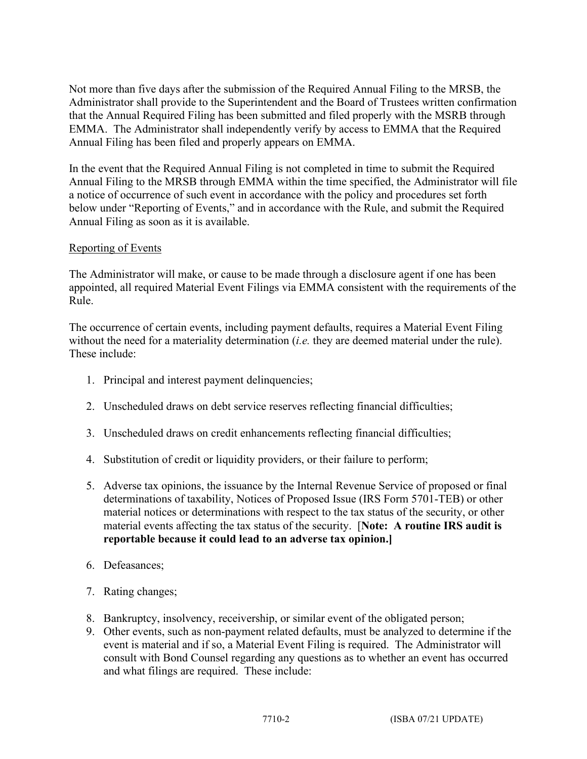Not more than five days after the submission of the Required Annual Filing to the MRSB, the Administrator shall provide to the Superintendent and the Board of Trustees written confirmation that the Annual Required Filing has been submitted and filed properly with the MSRB through EMMA. The Administrator shall independently verify by access to EMMA that the Required Annual Filing has been filed and properly appears on EMMA.

In the event that the Required Annual Filing is not completed in time to submit the Required Annual Filing to the MRSB through EMMA within the time specified, the Administrator will file a notice of occurrence of such event in accordance with the policy and procedures set forth below under "Reporting of Events," and in accordance with the Rule, and submit the Required Annual Filing as soon as it is available.

<u>Reporting of Events</u>

The Administrator will make, or cause to be made through a disclosure agent if one has been appointed, all required Material Event Filings via EMMA consistent with the requirements of the Rule.

The occurrence of certain events, including payment defaults, requires a Material Event Filing without the need for a materiality determination (*i.e.* they are deemed material under the rule). These include:

1. Principal and interest payment delinquencies;
2. Unscheduled draws on debt service reserves reflecting financial difficulties;
3. Unscheduled draws on credit enhancements reflecting financial difficulties;
4. Substitution of credit or liquidity providers, or their failure to perform;
5. Adverse tax opinions, the issuance by the Internal Revenue Service of proposed or final determinations of taxability, Notices of Proposed Issue (IRS Form 5701-TEB) or other material notices or determinations with respect to the tax status of the security, or other material events affecting the tax status of the security. [**Note: A routine IRS audit is reportable because it could lead to an adverse tax opinion.]**
6. Defeasances;
7. Rating changes;
8. Bankruptcy, insolvency, receivership, or similar event of the obligated person;
9. Other events, such as non-payment related defaults, must be analyzed to determine if the event is material and if so, a Material Event Filing is required. The Administrator will consult with Bond Counsel regarding any questions as to whether an event has occurred and what filings are required. These include: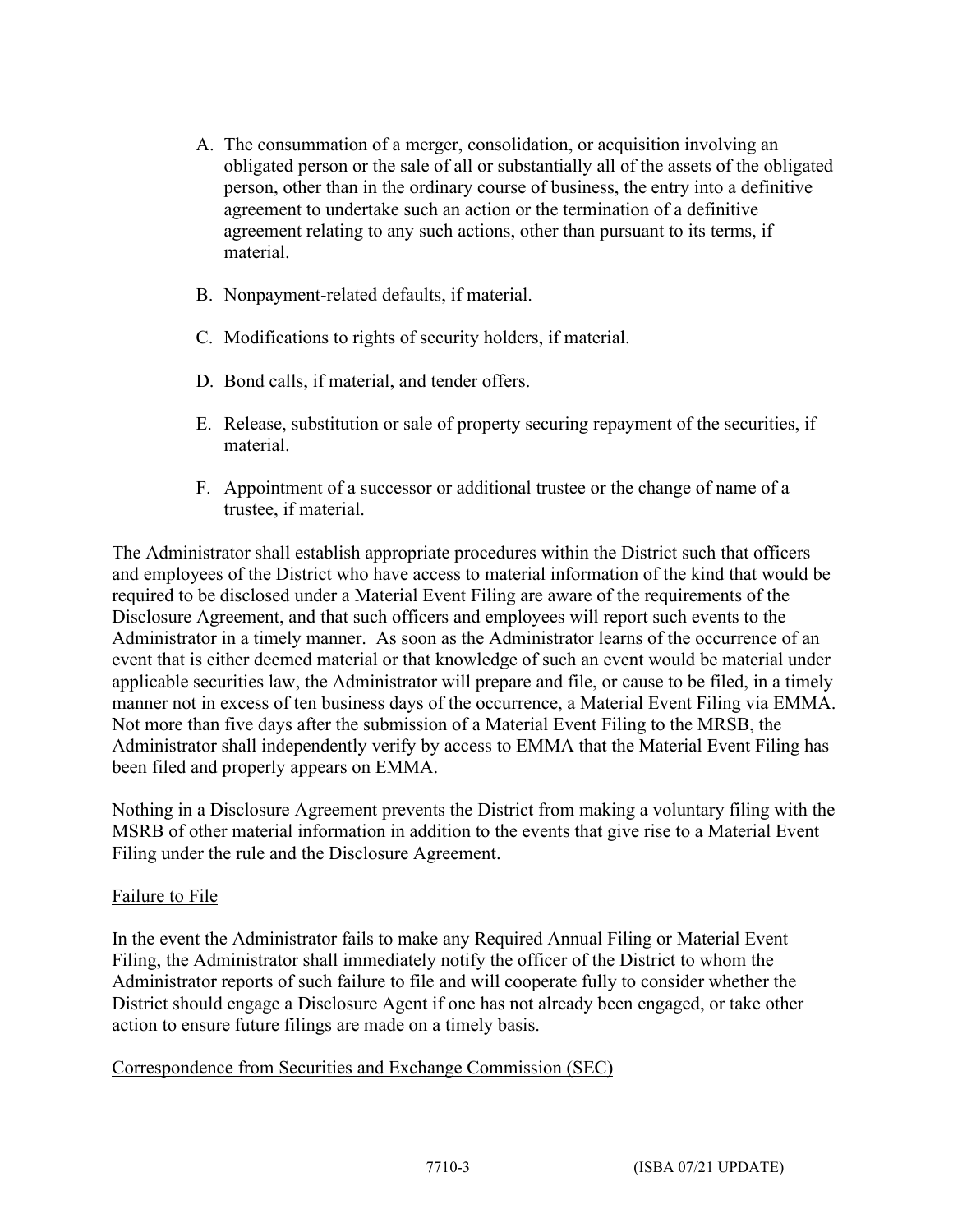A. The consummation of a merger, consolidation, or acquisition involving an obligated person or the sale of all or substantially all of the assets of the obligated person, other than in the ordinary course of business, the entry into a definitive agreement to undertake such an action or the termination of a definitive agreement relating to any such actions, other than pursuant to its terms, if material.

B. Nonpayment-related defaults, if material.

C. Modifications to rights of security holders, if material.

D. Bond calls, if material, and tender offers.

E. Release, substitution or sale of property securing repayment of the securities, if material.

F. Appointment of a successor or additional trustee or the change of name of a trustee, if material.

The Administrator shall establish appropriate procedures within the District such that officers and employees of the District who have access to material information of the kind that would be required to be disclosed under a Material Event Filing are aware of the requirements of the Disclosure Agreement, and that such officers and employees will report such events to the Administrator in a timely manner. As soon as the Administrator learns of the occurrence of an event that is either deemed material or that knowledge of such an event would be material under applicable securities law, the Administrator will prepare and file, or cause to be filed, in a timely manner not in excess of ten business days of the occurrence, a Material Event Filing via EMMA. Not more than five days after the submission of a Material Event Filing to the MRSB, the Administrator shall independently verify by access to EMMA that the Material Event Filing has been filed and properly appears on EMMA.

Nothing in a Disclosure Agreement prevents the District from making a voluntary filing with the MSRB of other material information in addition to the events that give rise to a Material Event Filing under the rule and the Disclosure Agreement.

<u>Failure to File</u>

In the event the Administrator fails to make any Required Annual Filing or Material Event Filing, the Administrator shall immediately notify the officer of the District to whom the Administrator reports of such failure to file and will cooperate fully to consider whether the District should engage a Disclosure Agent if one has not already been engaged, or take other action to ensure future filings are made on a timely basis.

<u>Correspondence from Securities and Exchange Commission (SEC)</u>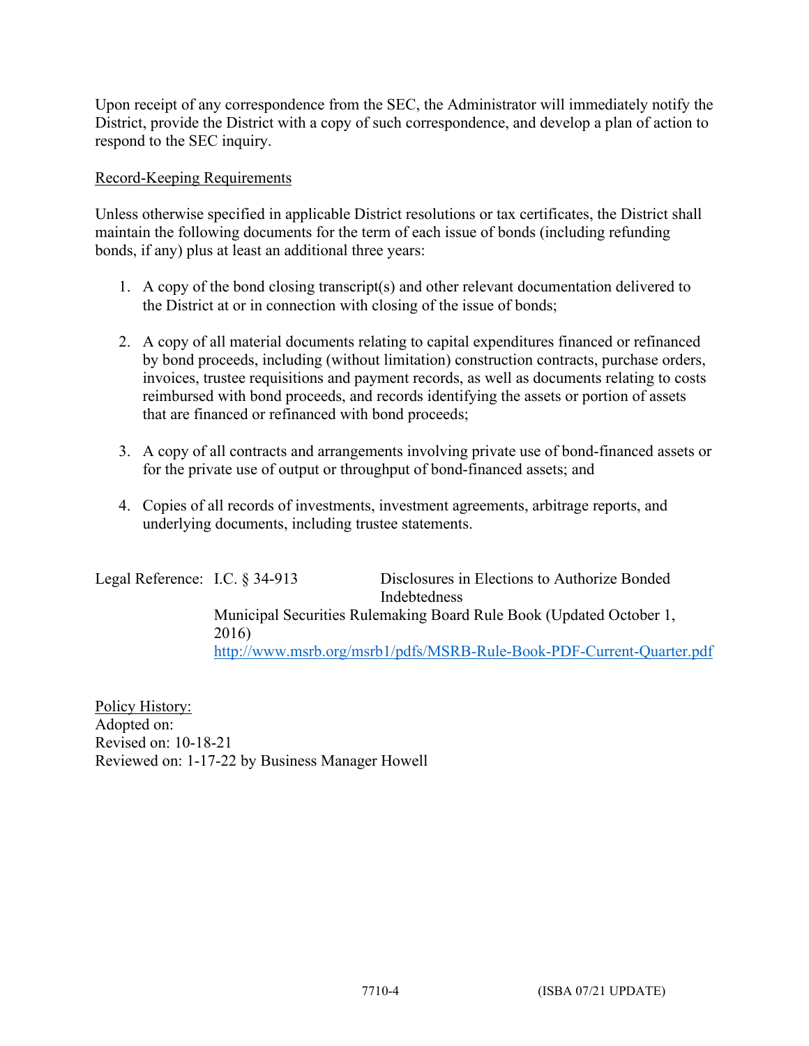Upon receipt of any correspondence from the SEC, the Administrator will immediately notify the District, provide the District with a copy of such correspondence, and develop a plan of action to respond to the SEC inquiry.

Record-Keeping Requirements

Unless otherwise specified in applicable District resolutions or tax certificates, the District shall maintain the following documents for the term of each issue of bonds (including refunding bonds, if any) plus at least an additional three years:

1. A copy of the bond closing transcript(s) and other relevant documentation delivered to the District at or in connection with closing of the issue of bonds;

2. A copy of all material documents relating to capital expenditures financed or refinanced by bond proceeds, including (without limitation) construction contracts, purchase orders, invoices, trustee requisitions and payment records, as well as documents relating to costs reimbursed with bond proceeds, and records identifying the assets or portion of assets that are financed or refinanced with bond proceeds;

3. A copy of all contracts and arrangements involving private use of bond-financed assets or for the private use of output or throughput of bond-financed assets; and

4. Copies of all records of investments, investment agreements, arbitrage reports, and underlying documents, including trustee statements.

| | | |
|---|---|---|
| Legal Reference: | I.C. § 34-913 | Disclosures in Elections to Authorize Bonded Indebtedness |
| | Municipal Securities Rulemaking Board Rule Book (Updated October 1, 2016) http://www.msrb.org/msrb1/pdfs/MSRB-Rule-Book-PDF-Current-Quarter.pdf | |

Policy History:
Adopted on:
Revised on: 10-18-21
Reviewed on: 1-17-22 by Business Manager Howell